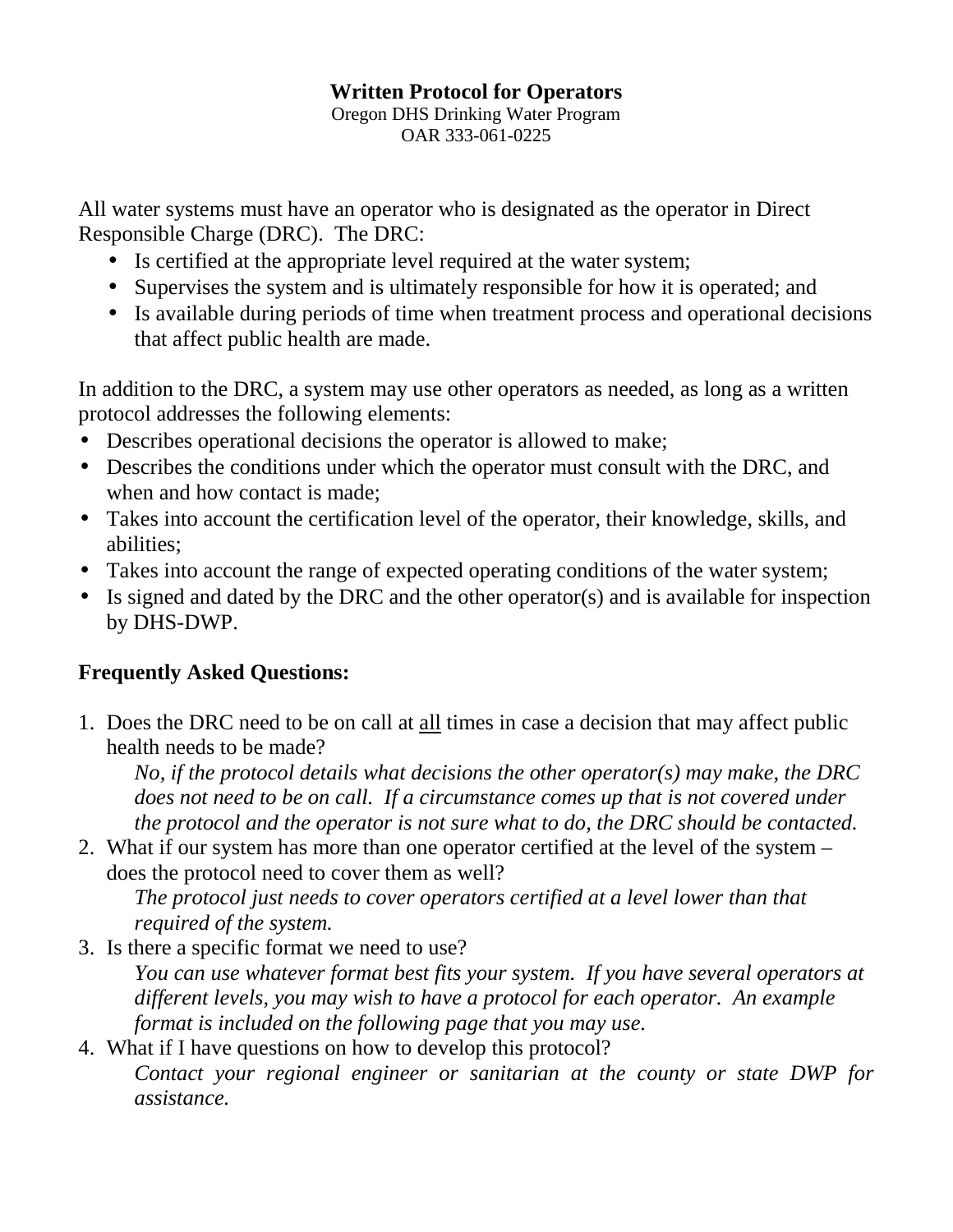# Written Protocol for Operators

Oregon DHS Drinking Water Program
OAR 333-061-0225

All water systems must have an operator who is designated as the operator in Direct Responsible Charge (DRC). The DRC:

- Is certified at the appropriate level required at the water system;
- Supervises the system and is ultimately responsible for how it is operated; and
- Is available during periods of time when treatment process and operational decisions that affect public health are made.

In addition to the DRC, a system may use other operators as needed, as long as a written protocol addresses the following elements:

- Describes operational decisions the operator is allowed to make;
- Describes the conditions under which the operator must consult with the DRC, and when and how contact is made;
- Takes into account the certification level of the operator, their knowledge, skills, and abilities;
- Takes into account the range of expected operating conditions of the water system;
- Is signed and dated by the DRC and the other operator(s) and is available for inspection by DHS-DWP.

## Frequently Asked Questions:

1. Does the DRC need to be on call at <u>all</u> times in case a decision that may affect public health needs to be made?
   *No, if the protocol details what decisions the other operator(s) may make, the DRC does not need to be on call. If a circumstance comes up that is not covered under the protocol and the operator is not sure what to do, the DRC should be contacted.*
2. What if our system has more than one operator certified at the level of the system – does the protocol need to cover them as well?
   *The protocol just needs to cover operators certified at a level lower than that required of the system.*
3. Is there a specific format we need to use?
   *You can use whatever format best fits your system. If you have several operators at different levels, you may wish to have a protocol for each operator. An example format is included on the following page that you may use.*
4. What if I have questions on how to develop this protocol?
   *Contact your regional engineer or sanitarian at the county or state DWP for assistance.*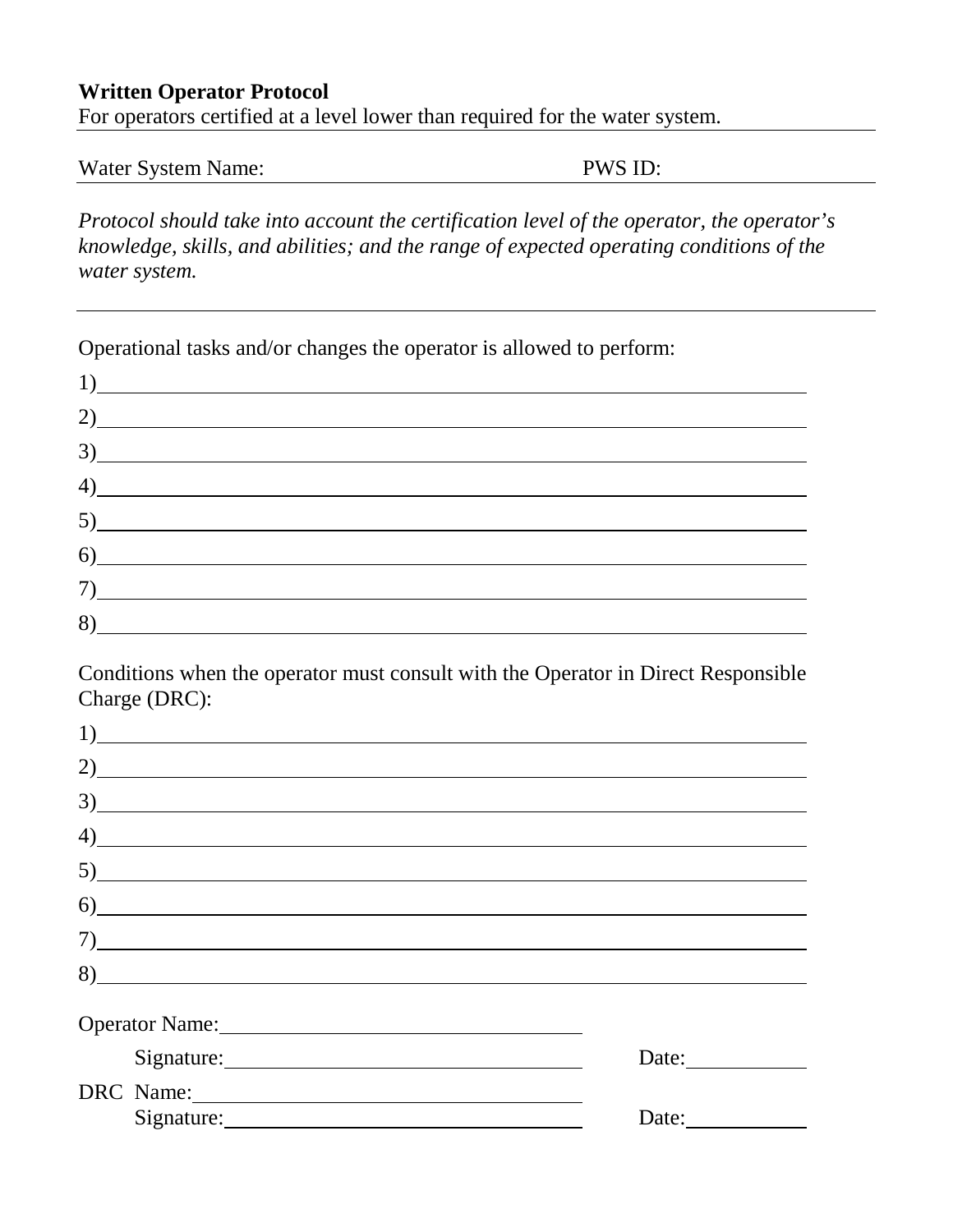**Written Operator Protocol**
For operators certified at a level lower than required for the water system.

Water System Name: PWS ID:

*Protocol should take into account the certification level of the operator, the operator's knowledge, skills, and abilities; and the range of expected operating conditions of the water system.*

---

Operational tasks and/or changes the operator is allowed to perform:

1)
2)
3)
4)
5)
6)
7)
8)

Conditions when the operator must consult with the Operator in Direct Responsible Charge (DRC):

1)
2)
3)
4)
5)
6)
7)
8)

Operator Name:

Signature: Date:

DRC Name:

Signature: Date: